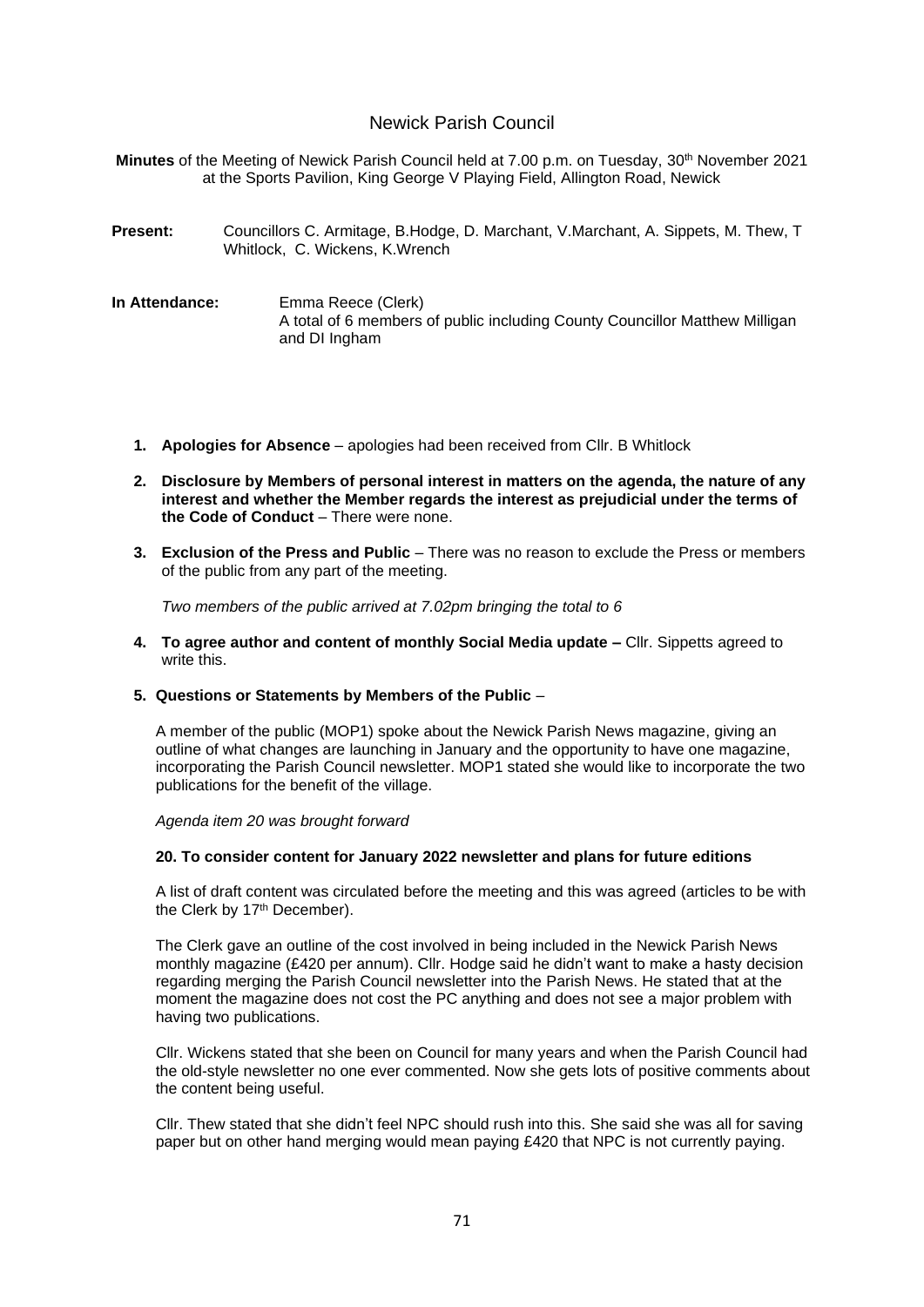# Newick Parish Council

**Minutes** of the Meeting of Newick Parish Council held at 7.00 p.m. on Tuesday, 30th November 2021 at the Sports Pavilion, King George V Playing Field, Allington Road, Newick

**Present:** Councillors C. Armitage, B.Hodge, D. Marchant, V.Marchant, A. Sippets, M. Thew, T Whitlock, C. Wickens, K.Wrench

**In Attendance:** Emma Reece (Clerk)
A total of 6 members of public including County Councillor Matthew Milligan and DI Ingham

1. **Apologies for Absence** – apologies had been received from Cllr. B Whitlock

2. **Disclosure by Members of personal interest in matters on the agenda, the nature of any interest and whether the Member regards the interest as prejudicial under the terms of the Code of Conduct** – There were none.

3. **Exclusion of the Press and Public** – There was no reason to exclude the Press or members of the public from any part of the meeting.

   *Two members of the public arrived at 7.02pm bringing the total to 6*

4. **To agree author and content of monthly Social Media update –** Cllr. Sippetts agreed to write this.

5. **Questions or Statements by Members of the Public** –

   A member of the public (MOP1) spoke about the Newick Parish News magazine, giving an outline of what changes are launching in January and the opportunity to have one magazine, incorporating the Parish Council newsletter. MOP1 stated she would like to incorporate the two publications for the benefit of the village.

   *Agenda item 20 was brought forward*

   **20. To consider content for January 2022 newsletter and plans for future editions**

   A list of draft content was circulated before the meeting and this was agreed (articles to be with the Clerk by 17th December).

   The Clerk gave an outline of the cost involved in being included in the Newick Parish News monthly magazine (£420 per annum). Cllr. Hodge said he didn't want to make a hasty decision regarding merging the Parish Council newsletter into the Parish News. He stated that at the moment the magazine does not cost the PC anything and does not see a major problem with having two publications.

   Cllr. Wickens stated that she been on Council for many years and when the Parish Council had the old-style newsletter no one ever commented. Now she gets lots of positive comments about the content being useful.

   Cllr. Thew stated that she didn't feel NPC should rush into this. She said she was all for saving paper but on other hand merging would mean paying £420 that NPC is not currently paying.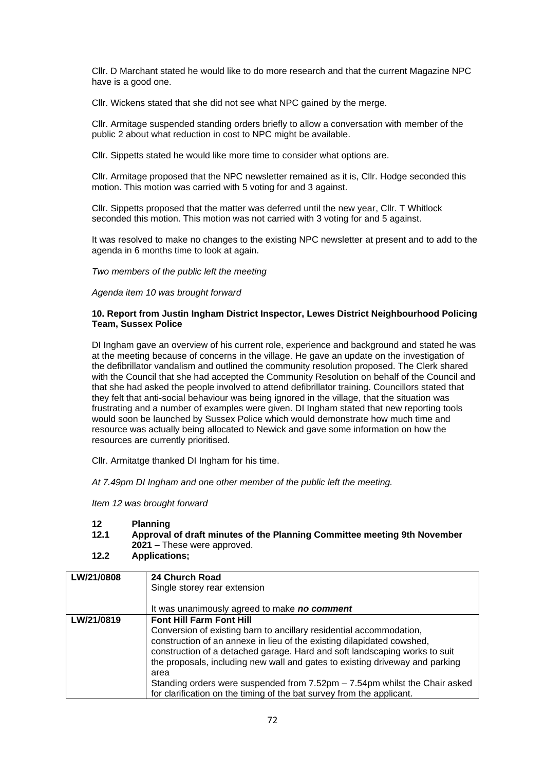Cllr. D Marchant stated he would like to do more research and that the current Magazine NPC have is a good one.

Cllr. Wickens stated that she did not see what NPC gained by the merge.

Cllr. Armitage suspended standing orders briefly to allow a conversation with member of the public 2 about what reduction in cost to NPC might be available.

Cllr. Sippetts stated he would like more time to consider what options are.

Cllr. Armitage proposed that the NPC newsletter remained as it is, Cllr. Hodge seconded this motion. This motion was carried with 5 voting for and 3 against.

Cllr. Sippetts proposed that the matter was deferred until the new year, Cllr. T Whitlock seconded this motion. This motion was not carried with 3 voting for and 5 against.

It was resolved to make no changes to the existing NPC newsletter at present and to add to the agenda in 6 months time to look at again.

*Two members of the public left the meeting*

*Agenda item 10 was brought forward*

**10. Report from Justin Ingham District Inspector, Lewes District Neighbourhood Policing Team, Sussex Police**

DI Ingham gave an overview of his current role, experience and background and stated he was at the meeting because of concerns in the village. He gave an update on the investigation of the defibrillator vandalism and outlined the community resolution proposed. The Clerk shared with the Council that she had accepted the Community Resolution on behalf of the Council and that she had asked the people involved to attend defibrillator training. Councillors stated that they felt that anti-social behaviour was being ignored in the village, that the situation was frustrating and a number of examples were given. DI Ingham stated that new reporting tools would soon be launched by Sussex Police which would demonstrate how much time and resource was actually being allocated to Newick and gave some information on how the resources are currently prioritised.

Cllr. Armitatge thanked DI Ingham for his time.

*At 7.49pm DI Ingham and one other member of the public left the meeting.*

*Item 12 was brought forward*

**12 Planning**

**12.1 Approval of draft minutes of the Planning Committee meeting 9th November 2021** – These were approved.

**12.2 Applications;**

| | |
|---|---|
| **LW/21/0808** | **24 Church Road**<br>Single storey rear extension<br><br>It was unanimously agreed to make ***no comment*** |
| **LW/21/0819** | **Font Hill Farm Font Hill**<br>Conversion of existing barn to ancillary residential accommodation, construction of an annexe in lieu of the existing dilapidated cowshed, construction of a detached garage. Hard and soft landscaping works to suit the proposals, including new wall and gates to existing driveway and parking area<br>Standing orders were suspended from 7.52pm – 7.54pm whilst the Chair asked for clarification on the timing of the bat survey from the applicant. |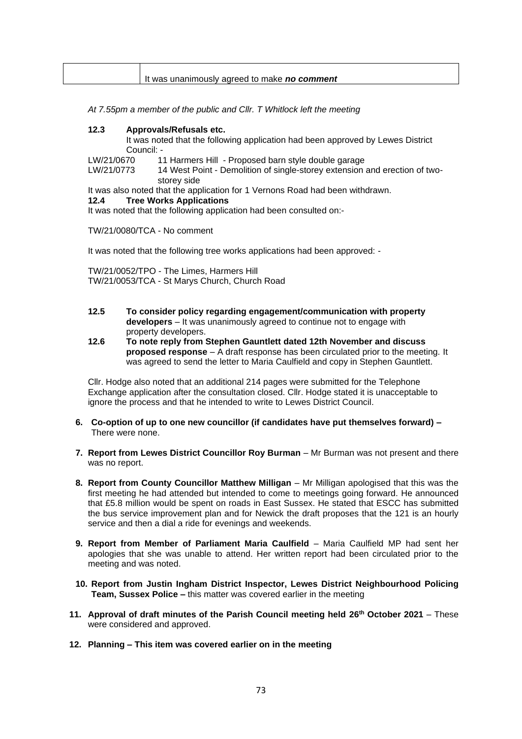|  | It was unanimously agreed to make ***no comment*** |
|---|---|

*At 7.55pm a member of the public and Cllr. T Whitlock left the meeting*

**12.3 Approvals/Refusals etc.**

It was noted that the following application had been approved by Lewes District Council: -

LW/21/0670 11 Harmers Hill - Proposed barn style double garage

LW/21/0773 14 West Point - Demolition of single-storey extension and erection of two-storey side

It was also noted that the application for 1 Vernons Road had been withdrawn.

**12.4 Tree Works Applications**

It was noted that the following application had been consulted on:-

TW/21/0080/TCA - No comment

It was noted that the following tree works applications had been approved: -

TW/21/0052/TPO - The Limes, Harmers Hill
TW/21/0053/TCA - St Marys Church, Church Road

**12.5 To consider policy regarding engagement/communication with property developers** – It was unanimously agreed to continue not to engage with property developers.

**12.6 To note reply from Stephen Gauntlett dated 12th November and discuss proposed response** – A draft response has been circulated prior to the meeting. It was agreed to send the letter to Maria Caulfield and copy in Stephen Gauntlett.

Cllr. Hodge also noted that an additional 214 pages were submitted for the Telephone Exchange application after the consultation closed. Cllr. Hodge stated it is unacceptable to ignore the process and that he intended to write to Lewes District Council.

6. **Co-option of up to one new councillor (if candidates have put themselves forward) –** There were none.

7. **Report from Lewes District Councillor Roy Burman** – Mr Burman was not present and there was no report.

8. **Report from County Councillor Matthew Milligan** – Mr Milligan apologised that this was the first meeting he had attended but intended to come to meetings going forward. He announced that £5.8 million would be spent on roads in East Sussex. He stated that ESCC has submitted the bus service improvement plan and for Newick the draft proposes that the 121 is an hourly service and then a dial a ride for evenings and weekends.

9. **Report from Member of Parliament Maria Caulfield** – Maria Caulfield MP had sent her apologies that she was unable to attend. Her written report had been circulated prior to the meeting and was noted.

10. **Report from Justin Ingham District Inspector, Lewes District Neighbourhood Policing Team, Sussex Police –** this matter was covered earlier in the meeting

11. **Approval of draft minutes of the Parish Council meeting held 26th October 2021** – These were considered and approved.

12. **Planning – This item was covered earlier on in the meeting**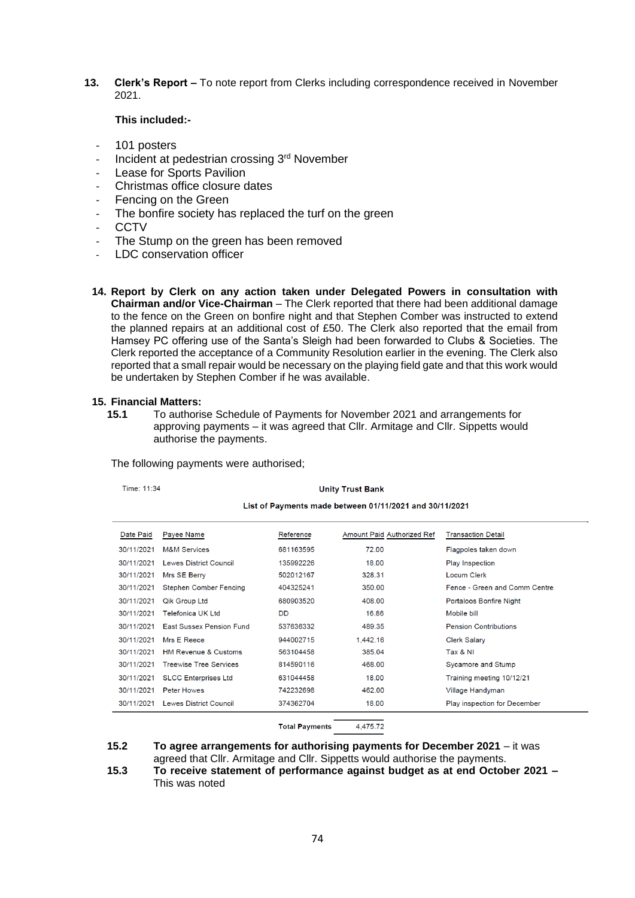**13. Clerk's Report –** To note report from Clerks including correspondence received in November 2021.

**This included:-**

- 101 posters
- Incident at pedestrian crossing 3rd November
- Lease for Sports Pavilion
- Christmas office closure dates
- Fencing on the Green
- The bonfire society has replaced the turf on the green
- CCTV
- The Stump on the green has been removed
- LDC conservation officer

**14. Report by Clerk on any action taken under Delegated Powers in consultation with Chairman and/or Vice-Chairman** – The Clerk reported that there had been additional damage to the fence on the Green on bonfire night and that Stephen Comber was instructed to extend the planned repairs at an additional cost of £50. The Clerk also reported that the email from Hamsey PC offering use of the Santa's Sleigh had been forwarded to Clubs & Societies. The Clerk reported the acceptance of a Community Resolution earlier in the evening. The Clerk also reported that a small repair would be necessary on the playing field gate and that this work would be undertaken by Stephen Comber if he was available.

**15. Financial Matters:**

**15.1** To authorise Schedule of Payments for November 2021 and arrangements for approving payments – it was agreed that Cllr. Armitage and Cllr. Sippetts would authorise the payments.

The following payments were authorised;

Time: 11:34

**Unity Trust Bank**

**List of Payments made between 01/11/2021 and 30/11/2021**

| Date Paid | Payee Name | Reference | Amount Paid | Authorized Ref | Transaction Detail |
|---|---|---|---|---|---|
| 30/11/2021 | M&M Services | 681163595 | 72.00 | | Flagpoles taken down |
| 30/11/2021 | Lewes District Council | 135992226 | 18.00 | | Play Inspection |
| 30/11/2021 | Mrs SE Berry | 502012167 | 328.31 | | Locum Clerk |
| 30/11/2021 | Stephen Comber Fencing | 404325241 | 350.00 | | Fence - Green and Comm Centre |
| 30/11/2021 | Qik Group Ltd | 680903520 | 408.00 | | Portaloos Bonfire Night |
| 30/11/2021 | Telefonica UK Ltd | DD | 16.86 | | Mobile bill |
| 30/11/2021 | East Sussex Pension Fund | 537636332 | 489.35 | | Pension Contributions |
| 30/11/2021 | Mrs E Reece | 944002715 | 1,442.16 | | Clerk Salary |
| 30/11/2021 | HM Revenue & Customs | 563104458 | 385.04 | | Tax & NI |
| 30/11/2021 | Treewise Tree Services | 814590116 | 468.00 | | Sycamore and Stump |
| 30/11/2021 | SLCC Enterprises Ltd | 631044458 | 18.00 | | Training meeting 10/12/21 |
| 30/11/2021 | Peter Howes | 742232698 | 462.00 | | Village Handyman |
| 30/11/2021 | Lewes District Council | 374362704 | 18.00 | | Play inspection for December |
| | | **Total Payments** | 4,475.72 | | |

**15.2** **To agree arrangements for authorising payments for December 2021** – it was agreed that Cllr. Armitage and Cllr. Sippetts would authorise the payments.

**15.3** **To receive statement of performance against budget as at end October 2021 –** This was noted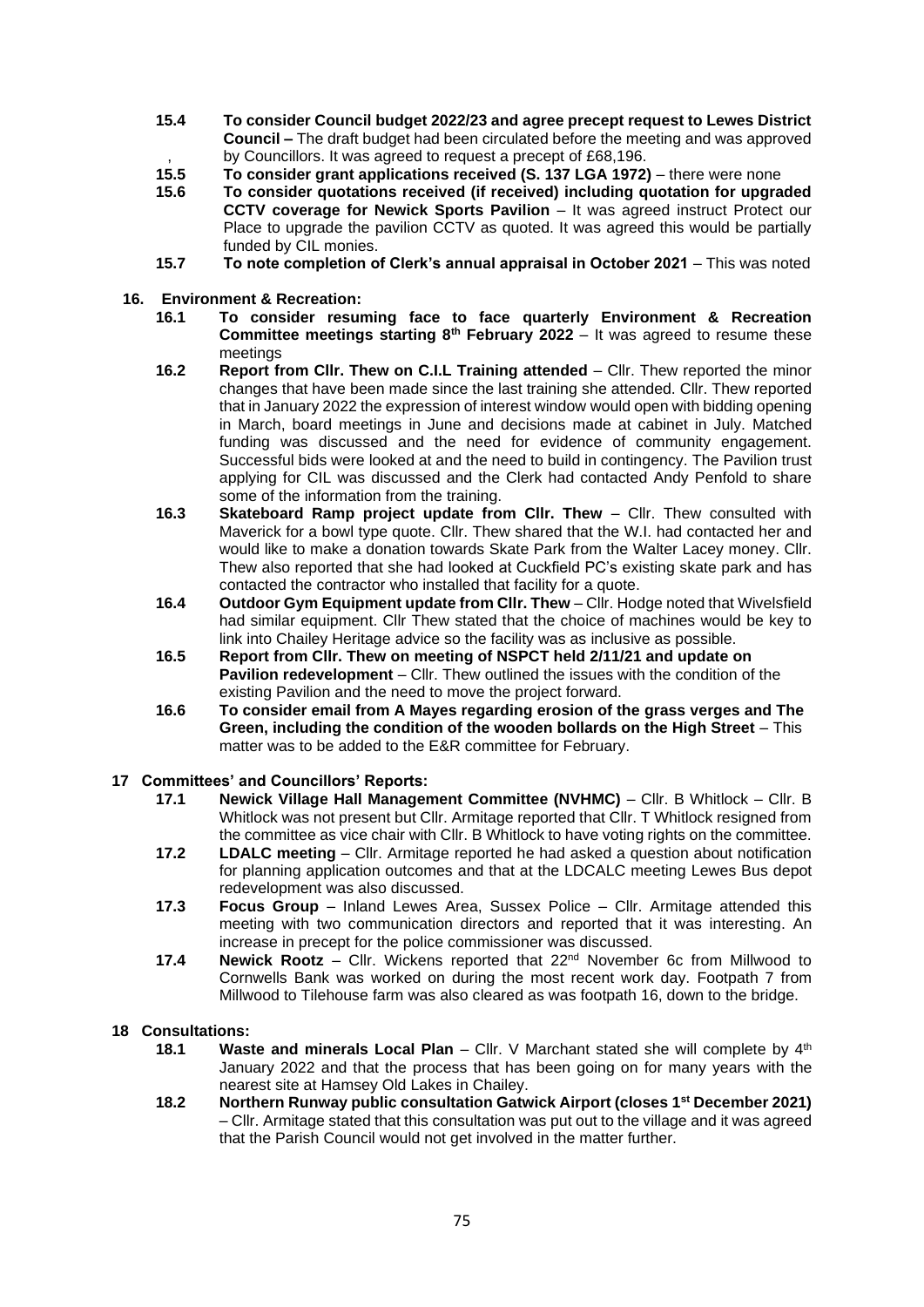**15.4 To consider Council budget 2022/23 and agree precept request to Lewes District Council –** The draft budget had been circulated before the meeting and was approved by Councillors. It was agreed to request a precept of £68,196.

**15.5 To consider grant applications received (S. 137 LGA 1972)** – there were none

**15.6 To consider quotations received (if received) including quotation for upgraded CCTV coverage for Newick Sports Pavilion** – It was agreed instruct Protect our Place to upgrade the pavilion CCTV as quoted. It was agreed this would be partially funded by CIL monies.

**15.7 To note completion of Clerk's annual appraisal in October 2021** – This was noted

**16. Environment & Recreation:**

**16.1 To consider resuming face to face quarterly Environment & Recreation Committee meetings starting 8th February 2022** – It was agreed to resume these meetings

**16.2 Report from Cllr. Thew on C.I.L Training attended** – Cllr. Thew reported the minor changes that have been made since the last training she attended. Cllr. Thew reported that in January 2022 the expression of interest window would open with bidding opening in March, board meetings in June and decisions made at cabinet in July. Matched funding was discussed and the need for evidence of community engagement. Successful bids were looked at and the need to build in contingency. The Pavilion trust applying for CIL was discussed and the Clerk had contacted Andy Penfold to share some of the information from the training.

**16.3 Skateboard Ramp project update from Cllr. Thew** – Cllr. Thew consulted with Maverick for a bowl type quote. Cllr. Thew shared that the W.I. had contacted her and would like to make a donation towards Skate Park from the Walter Lacey money. Cllr. Thew also reported that she had looked at Cuckfield PC's existing skate park and has contacted the contractor who installed that facility for a quote.

**16.4 Outdoor Gym Equipment update from Cllr. Thew** – Cllr. Hodge noted that Wivelsfield had similar equipment. Cllr Thew stated that the choice of machines would be key to link into Chailey Heritage advice so the facility was as inclusive as possible.

**16.5 Report from Cllr. Thew on meeting of NSPCT held 2/11/21 and update on Pavilion redevelopment** – Cllr. Thew outlined the issues with the condition of the existing Pavilion and the need to move the project forward.

**16.6 To consider email from A Mayes regarding erosion of the grass verges and The Green, including the condition of the wooden bollards on the High Street** – This matter was to be added to the E&R committee for February.

**17 Committees' and Councillors' Reports:**

**17.1 Newick Village Hall Management Committee (NVHMC)** – Cllr. B Whitlock – Cllr. B Whitlock was not present but Cllr. Armitage reported that Cllr. T Whitlock resigned from the committee as vice chair with Cllr. B Whitlock to have voting rights on the committee.

**17.2 LDALC meeting** – Cllr. Armitage reported he had asked a question about notification for planning application outcomes and that at the LDCALC meeting Lewes Bus depot redevelopment was also discussed.

**17.3 Focus Group** – Inland Lewes Area, Sussex Police – Cllr. Armitage attended this meeting with two communication directors and reported that it was interesting. An increase in precept for the police commissioner was discussed.

**17.4 Newick Rootz** – Cllr. Wickens reported that 22nd November 6c from Millwood to Cornwells Bank was worked on during the most recent work day. Footpath 7 from Millwood to Tilehouse farm was also cleared as was footpath 16, down to the bridge.

**18 Consultations:**

**18.1 Waste and minerals Local Plan** – Cllr. V Marchant stated she will complete by 4th January 2022 and that the process that has been going on for many years with the nearest site at Hamsey Old Lakes in Chailey.

**18.2 Northern Runway public consultation Gatwick Airport (closes 1st December 2021)** – Cllr. Armitage stated that this consultation was put out to the village and it was agreed that the Parish Council would not get involved in the matter further.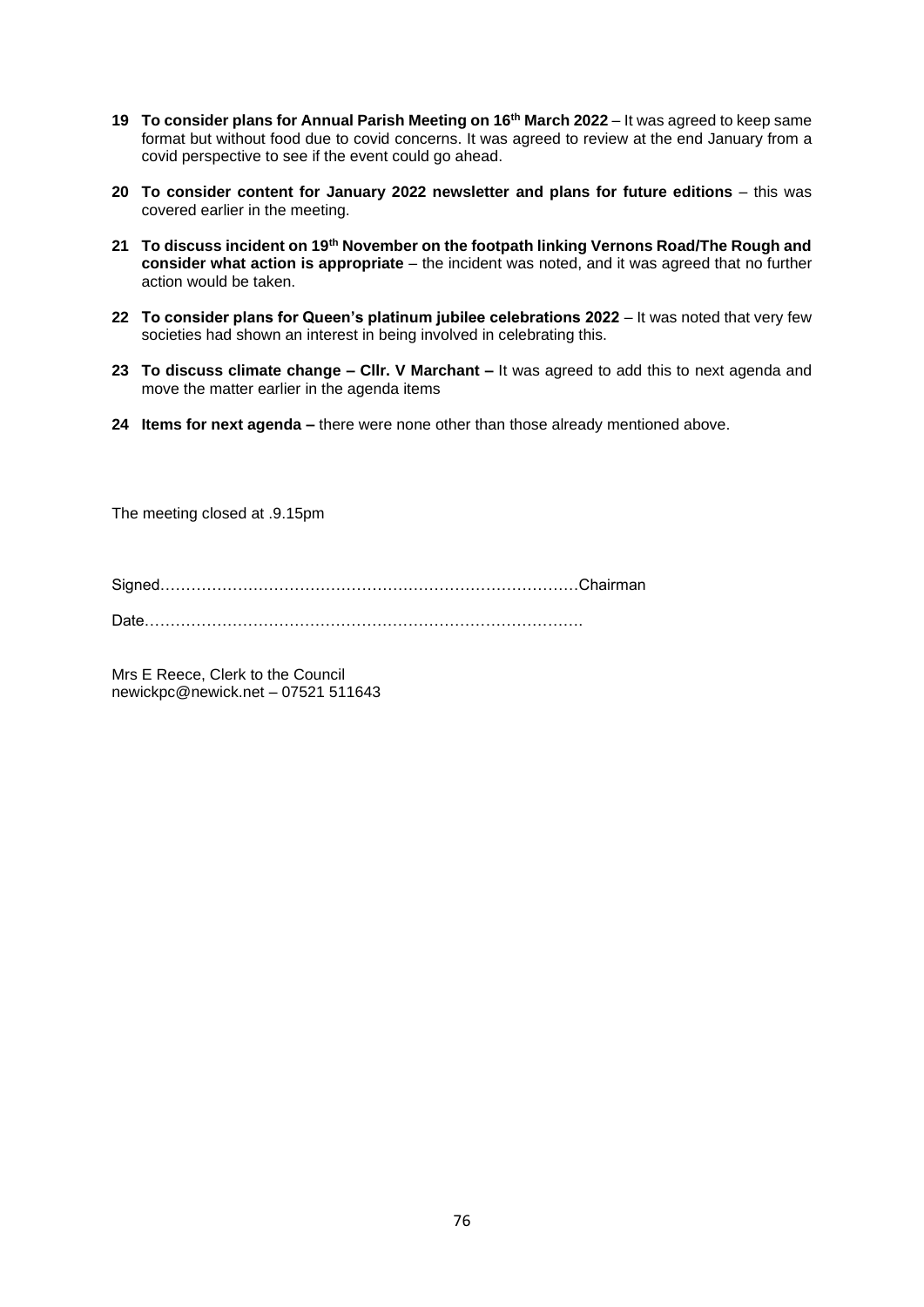**19 To consider plans for Annual Parish Meeting on 16th March 2022** – It was agreed to keep same format but without food due to covid concerns. It was agreed to review at the end January from a covid perspective to see if the event could go ahead.

**20 To consider content for January 2022 newsletter and plans for future editions** – this was covered earlier in the meeting.

**21 To discuss incident on 19th November on the footpath linking Vernons Road/The Rough and consider what action is appropriate** – the incident was noted, and it was agreed that no further action would be taken.

**22 To consider plans for Queen's platinum jubilee celebrations 2022** – It was noted that very few societies had shown an interest in being involved in celebrating this.

**23 To discuss climate change – Cllr. V Marchant –** It was agreed to add this to next agenda and move the matter earlier in the agenda items

**24 Items for next agenda –** there were none other than those already mentioned above.

The meeting closed at .9.15pm

Signed……………………………………………………………………Chairman

Date………………………………………………………………………….

Mrs E Reece, Clerk to the Council
newickpc@newick.net – 07521 511643